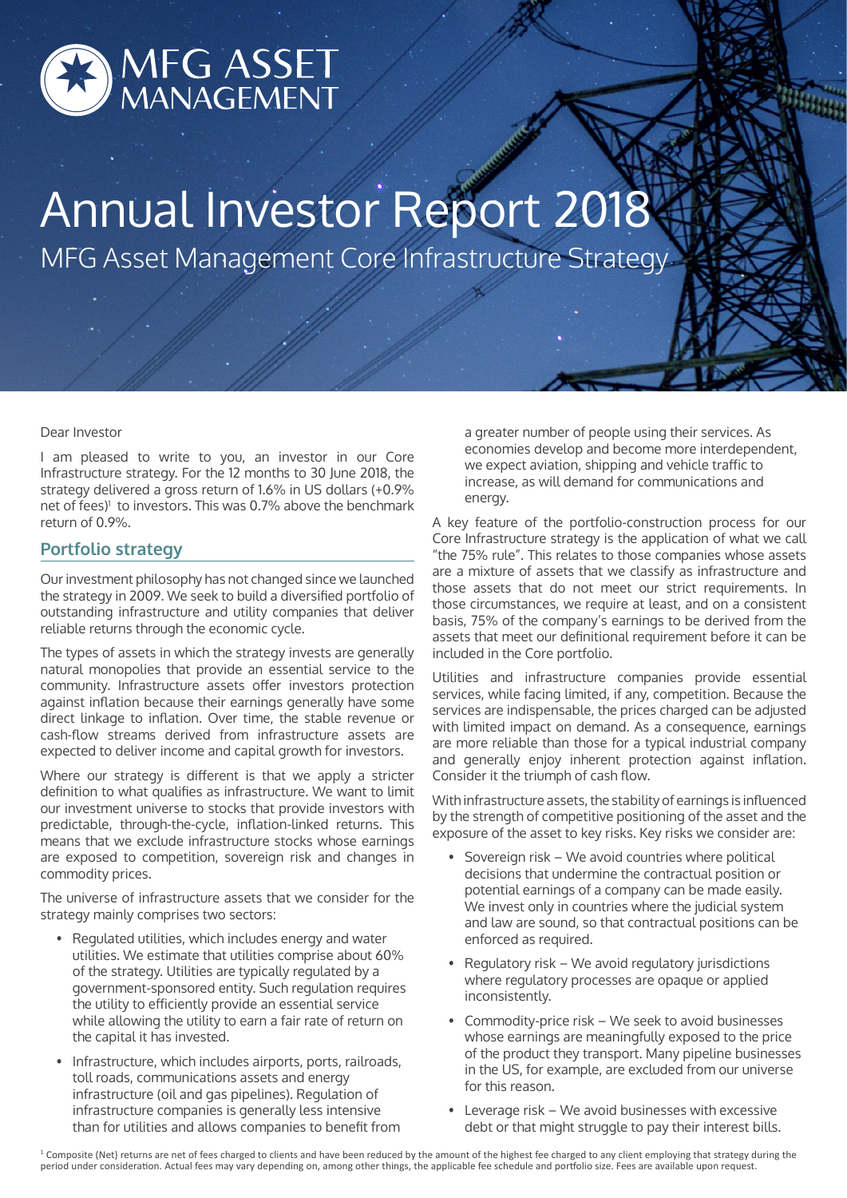MFG ASSET MANAGEMENT

# Annual Investor Report 2018

## MFG Asset Management Core Infrastructure Strategy

Dear Investor

I am pleased to write to you, an investor in our Core Infrastructure strategy. For the 12 months to 30 June 2018, the strategy delivered a gross return of 1.6% in US dollars (+0.9% net of fees)[1] to investors. This was 0.7% above the benchmark return of 0.9%.

## Portfolio strategy

Our investment philosophy has not changed since we launched the strategy in 2009. We seek to build a diversified portfolio of outstanding infrastructure and utility companies that deliver reliable returns through the economic cycle.

The types of assets in which the strategy invests are generally natural monopolies that provide an essential service to the community. Infrastructure assets offer investors protection against inflation because their earnings generally have some direct linkage to inflation. Over time, the stable revenue or cash-flow streams derived from infrastructure assets are expected to deliver income and capital growth for investors.

Where our strategy is different is that we apply a stricter definition to what qualifies as infrastructure. We want to limit our investment universe to stocks that provide investors with predictable, through-the-cycle, inflation-linked returns. This means that we exclude infrastructure stocks whose earnings are exposed to competition, sovereign risk and changes in commodity prices.

The universe of infrastructure assets that we consider for the strategy mainly comprises two sectors:

- Regulated utilities, which includes energy and water utilities. We estimate that utilities comprise about 60% of the strategy. Utilities are typically regulated by a government-sponsored entity. Such regulation requires the utility to efficiently provide an essential service while allowing the utility to earn a fair rate of return on the capital it has invested.
- Infrastructure, which includes airports, ports, railroads, toll roads, communications assets and energy infrastructure (oil and gas pipelines). Regulation of infrastructure companies is generally less intensive than for utilities and allows companies to benefit from a greater number of people using their services. As economies develop and become more interdependent, we expect aviation, shipping and vehicle traffic to increase, as will demand for communications and energy.

A key feature of the portfolio-construction process for our Core Infrastructure strategy is the application of what we call "the 75% rule". This relates to those companies whose assets are a mixture of assets that we classify as infrastructure and those assets that do not meet our strict requirements. In those circumstances, we require at least, and on a consistent basis, 75% of the company's earnings to be derived from the assets that meet our definitional requirement before it can be included in the Core portfolio.

Utilities and infrastructure companies provide essential services, while facing limited, if any, competition. Because the services are indispensable, the prices charged can be adjusted with limited impact on demand. As a consequence, earnings are more reliable than those for a typical industrial company and generally enjoy inherent protection against inflation. Consider it the triumph of cash flow.

With infrastructure assets, the stability of earnings is influenced by the strength of competitive positioning of the asset and the exposure of the asset to key risks. Key risks we consider are:

- Sovereign risk – We avoid countries where political decisions that undermine the contractual position or potential earnings of a company can be made easily. We invest only in countries where the judicial system and law are sound, so that contractual positions can be enforced as required.
- Regulatory risk – We avoid regulatory jurisdictions where regulatory processes are opaque or applied inconsistently.
- Commodity-price risk – We seek to avoid businesses whose earnings are meaningfully exposed to the price of the product they transport. Many pipeline businesses in the US, for example, are excluded from our universe for this reason.
- Leverage risk – We avoid businesses with excessive debt or that might struggle to pay their interest bills.

[1] Composite (Net) returns are net of fees charged to clients and have been reduced by the amount of the highest fee charged to any client employing that strategy during the period under consideration. Actual fees may vary depending on, among other things, the applicable fee schedule and portfolio size. Fees are available upon request.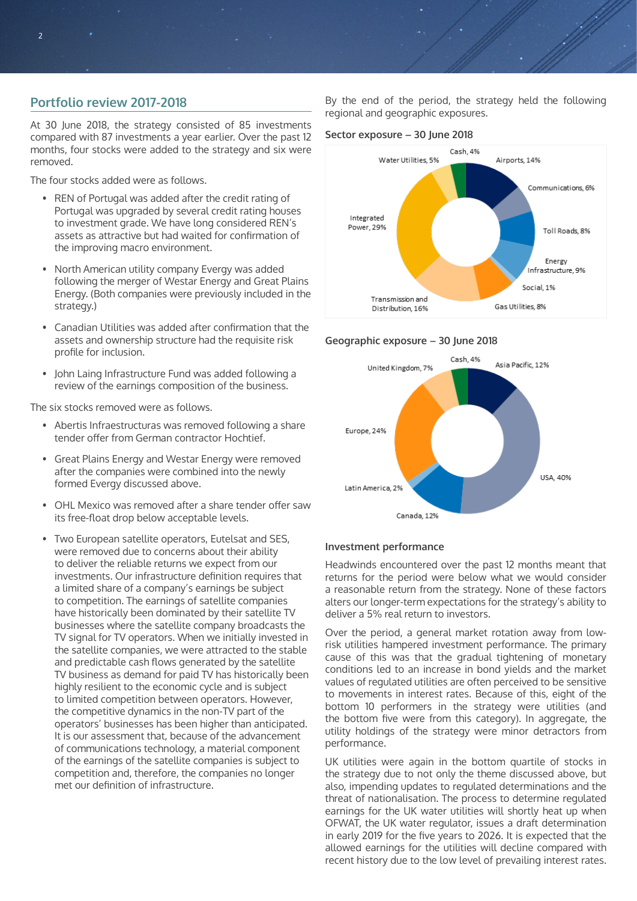## Portfolio review 2017-2018

At 30 June 2018, the strategy consisted of 85 investments compared with 87 investments a year earlier. Over the past 12 months, four stocks were added to the strategy and six were removed.

The four stocks added were as follows.

- REN of Portugal was added after the credit rating of Portugal was upgraded by several credit rating houses to investment grade. We have long considered REN's assets as attractive but had waited for confirmation of the improving macro environment.
- North American utility company Evergy was added following the merger of Westar Energy and Great Plains Energy. (Both companies were previously included in the strategy.)
- Canadian Utilities was added after confirmation that the assets and ownership structure had the requisite risk profile for inclusion.
- John Laing Infrastructure Fund was added following a review of the earnings composition of the business.

The six stocks removed were as follows.

- Abertis Infraestructuras was removed following a share tender offer from German contractor Hochtief.
- Great Plains Energy and Westar Energy were removed after the companies were combined into the newly formed Evergy discussed above.
- OHL Mexico was removed after a share tender offer saw its free-float drop below acceptable levels.
- Two European satellite operators, Eutelsat and SES, were removed due to concerns about their ability to deliver the reliable returns we expect from our investments. Our infrastructure definition requires that a limited share of a company's earnings be subject to competition. The earnings of satellite companies have historically been dominated by their satellite TV businesses where the satellite company broadcasts the TV signal for TV operators. When we initially invested in the satellite companies, we were attracted to the stable and predictable cash flows generated by the satellite TV business as demand for paid TV has historically been highly resilient to the economic cycle and is subject to limited competition between operators. However, the competitive dynamics in the non-TV part of the operators' businesses has been higher than anticipated. It is our assessment that, because of the advancement of communications technology, a material component of the earnings of the satellite companies is subject to competition and, therefore, the companies no longer met our definition of infrastructure.

By the end of the period, the strategy held the following regional and geographic exposures.

**Sector exposure – 30 June 2018**

Cash, 4%
Airports, 14%
Communications, 6%
Toll Roads, 8%
Energy Infrastructure, 9%
Social, 1%
Gas Utilities, 8%
Transmission and Distribution, 16%
Integrated Power, 29%
Water Utilities, 5%

**Geographic exposure – 30 June 2018**

Cash, 4%
Asia Pacific, 12%
USA, 40%
Canada, 12%
Latin America, 2%
Europe, 24%
United Kingdom, 7%

### Investment performance

Headwinds encountered over the past 12 months meant that returns for the period were below what we would consider a reasonable return from the strategy. None of these factors alters our longer-term expectations for the strategy's ability to deliver a 5% real return to investors.

Over the period, a general market rotation away from low-risk utilities hampered investment performance. The primary cause of this was that the gradual tightening of monetary conditions led to an increase in bond yields and the market values of regulated utilities are often perceived to be sensitive to movements in interest rates. Because of this, eight of the bottom 10 performers in the strategy were utilities (and the bottom five were from this category). In aggregate, the utility holdings of the strategy were minor detractors from performance.

UK utilities were again in the bottom quartile of stocks in the strategy due to not only the theme discussed above, but also, impending updates to regulated determinations and the threat of nationalisation. The process to determine regulated earnings for the UK water utilities will shortly heat up when OFWAT, the UK water regulator, issues a draft determination in early 2019 for the five years to 2026. It is expected that the allowed earnings for the utilities will decline compared with recent history due to the low level of prevailing interest rates.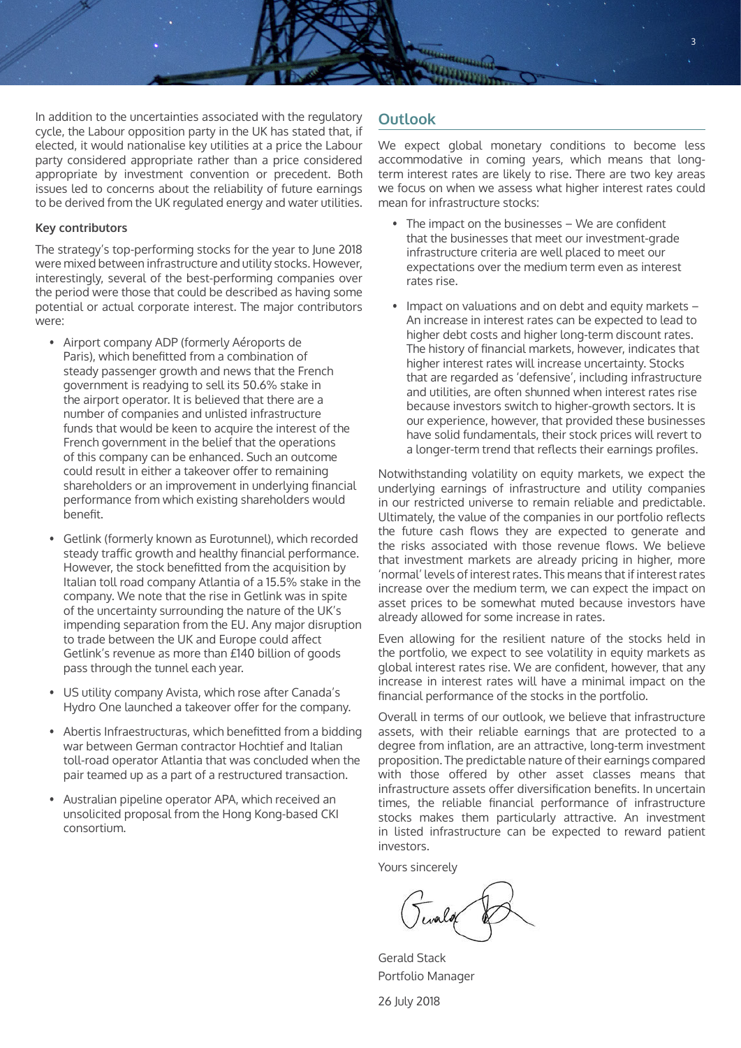In addition to the uncertainties associated with the regulatory cycle, the Labour opposition party in the UK has stated that, if elected, it would nationalise key utilities at a price the Labour party considered appropriate rather than a price considered appropriate by investment convention or precedent. Both issues led to concerns about the reliability of future earnings to be derived from the UK regulated energy and water utilities.

**Key contributors**

The strategy's top-performing stocks for the year to June 2018 were mixed between infrastructure and utility stocks. However, interestingly, several of the best-performing companies over the period were those that could be described as having some potential or actual corporate interest. The major contributors were:

- Airport company ADP (formerly Aéroports de Paris), which benefitted from a combination of steady passenger growth and news that the French government is readying to sell its 50.6% stake in the airport operator. It is believed that there are a number of companies and unlisted infrastructure funds that would be keen to acquire the interest of the French government in the belief that the operations of this company can be enhanced. Such an outcome could result in either a takeover offer to remaining shareholders or an improvement in underlying financial performance from which existing shareholders would benefit.
- Getlink (formerly known as Eurotunnel), which recorded steady traffic growth and healthy financial performance. However, the stock benefitted from the acquisition by Italian toll road company Atlantia of a 15.5% stake in the company. We note that the rise in Getlink was in spite of the uncertainty surrounding the nature of the UK's impending separation from the EU. Any major disruption to trade between the UK and Europe could affect Getlink's revenue as more than £140 billion of goods pass through the tunnel each year.
- US utility company Avista, which rose after Canada's Hydro One launched a takeover offer for the company.
- Abertis Infraestructuras, which benefitted from a bidding war between German contractor Hochtief and Italian toll-road operator Atlantia that was concluded when the pair teamed up as a part of a restructured transaction.
- Australian pipeline operator APA, which received an unsolicited proposal from the Hong Kong-based CKI consortium.

## Outlook

We expect global monetary conditions to become less accommodative in coming years, which means that long-term interest rates are likely to rise. There are two key areas we focus on when we assess what higher interest rates could mean for infrastructure stocks:

- The impact on the businesses – We are confident that the businesses that meet our investment-grade infrastructure criteria are well placed to meet our expectations over the medium term even as interest rates rise.
- Impact on valuations and on debt and equity markets – An increase in interest rates can be expected to lead to higher debt costs and higher long-term discount rates. The history of financial markets, however, indicates that higher interest rates will increase uncertainty. Stocks that are regarded as 'defensive', including infrastructure and utilities, are often shunned when interest rates rise because investors switch to higher-growth sectors. It is our experience, however, that provided these businesses have solid fundamentals, their stock prices will revert to a longer-term trend that reflects their earnings profiles.

Notwithstanding volatility on equity markets, we expect the underlying earnings of infrastructure and utility companies in our restricted universe to remain reliable and predictable. Ultimately, the value of the companies in our portfolio reflects the future cash flows they are expected to generate and the risks associated with those revenue flows. We believe that investment markets are already pricing in higher, more 'normal' levels of interest rates. This means that if interest rates increase over the medium term, we can expect the impact on asset prices to be somewhat muted because investors have already allowed for some increase in rates.

Even allowing for the resilient nature of the stocks held in the portfolio, we expect to see volatility in equity markets as global interest rates rise. We are confident, however, that any increase in interest rates will have a minimal impact on the financial performance of the stocks in the portfolio.

Overall in terms of our outlook, we believe that infrastructure assets, with their reliable earnings that are protected to a degree from inflation, are an attractive, long-term investment proposition. The predictable nature of their earnings compared with those offered by other asset classes means that infrastructure assets offer diversification benefits. In uncertain times, the reliable financial performance of infrastructure stocks makes them particularly attractive. An investment in listed infrastructure can be expected to reward patient investors.

Yours sincerely

Gerald Stack
Portfolio Manager

26 July 2018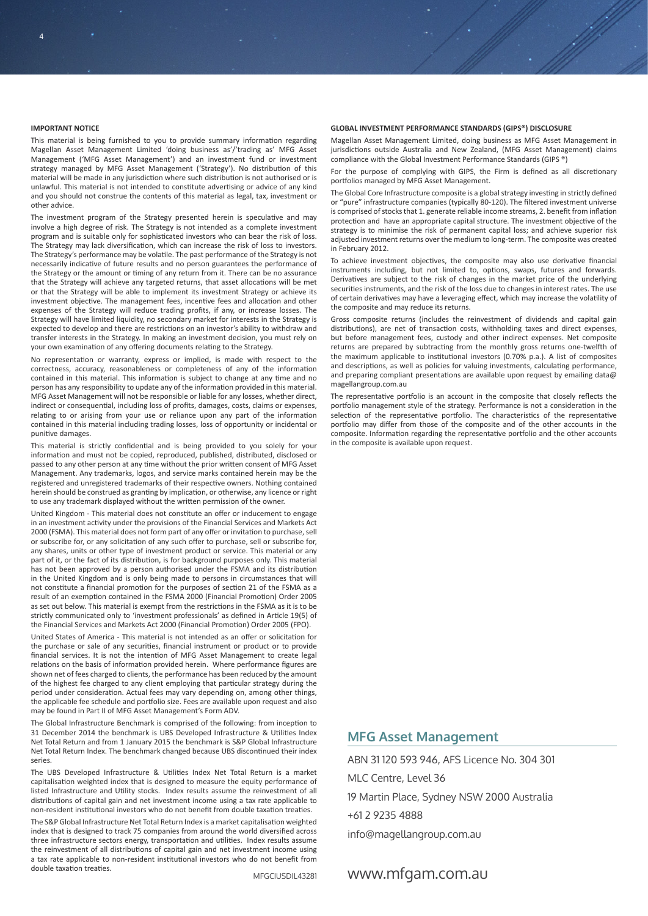## IMPORTANT NOTICE

This material is being furnished to you to provide summary information regarding Magellan Asset Management Limited 'doing business as'/'trading as' MFG Asset Management ('MFG Asset Management') and an investment fund or investment strategy managed by MFG Asset Management ('Strategy'). No distribution of this material will be made in any jurisdiction where such distribution is not authorised or is unlawful. This material is not intended to constitute advertising or advice of any kind and you should not construe the contents of this material as legal, tax, investment or other advice.

The investment program of the Strategy presented herein is speculative and may involve a high degree of risk. The Strategy is not intended as a complete investment program and is suitable only for sophisticated investors who can bear the risk of loss. The Strategy may lack diversification, which can increase the risk of loss to investors. The Strategy's performance may be volatile. The past performance of the Strategy is not necessarily indicative of future results and no person guarantees the performance of the Strategy or the amount or timing of any return from it. There can be no assurance that the Strategy will achieve any targeted returns, that asset allocations will be met or that the Strategy will be able to implement its investment Strategy or achieve its investment objective. The management fees, incentive fees and allocation and other expenses of the Strategy will reduce trading profits, if any, or increase losses. The Strategy will have limited liquidity, no secondary market for interests in the Strategy is expected to develop and there are restrictions on an investor's ability to withdraw and transfer interests in the Strategy. In making an investment decision, you must rely on your own examination of any offering documents relating to the Strategy.

No representation or warranty, express or implied, is made with respect to the correctness, accuracy, reasonableness or completeness of any of the information contained in this material. This information is subject to change at any time and no person has any responsibility to update any of the information provided in this material. MFG Asset Management will not be responsible or liable for any losses, whether direct, indirect or consequential, including loss of profits, damages, costs, claims or expenses, relating to or arising from your use or reliance upon any part of the information contained in this material including trading losses, loss of opportunity or incidental or punitive damages.

This material is strictly confidential and is being provided to you solely for your information and must not be copied, reproduced, published, distributed, disclosed or passed to any other person at any time without the prior written consent of MFG Asset Management. Any trademarks, logos, and service marks contained herein may be the registered and unregistered trademarks of their respective owners. Nothing contained herein should be construed as granting by implication, or otherwise, any licence or right to use any trademark displayed without the written permission of the owner.

United Kingdom - This material does not constitute an offer or inducement to engage in an investment activity under the provisions of the Financial Services and Markets Act 2000 (FSMA). This material does not form part of any offer or invitation to purchase, sell or subscribe for, or any solicitation of any such offer to purchase, sell or subscribe for, any shares, units or other type of investment product or service. This material or any part of it, or the fact of its distribution, is for background purposes only. This material has not been approved by a person authorised under the FSMA and its distribution in the United Kingdom and is only being made to persons in circumstances that will not constitute a financial promotion for the purposes of section 21 of the FSMA as a result of an exemption contained in the FSMA 2000 (Financial Promotion) Order 2005 as set out below. This material is exempt from the restrictions in the FSMA as it is to be strictly communicated only to 'investment professionals' as defined in Article 19(5) of the Financial Services and Markets Act 2000 (Financial Promotion) Order 2005 (FPO).

United States of America - This material is not intended as an offer or solicitation for the purchase or sale of any securities, financial instrument or product or to provide financial services. It is not the intention of MFG Asset Management to create legal relations on the basis of information provided herein. Where performance figures are shown net of fees charged to clients, the performance has been reduced by the amount of the highest fee charged to any client employing that particular strategy during the period under consideration. Actual fees may vary depending on, among other things, the applicable fee schedule and portfolio size. Fees are available upon request and also may be found in Part II of MFG Asset Management's Form ADV.

The Global Infrastructure Benchmark is comprised of the following: from inception to 31 December 2014 the benchmark is UBS Developed Infrastructure & Utilities Index Net Total Return and from 1 January 2015 the benchmark is S&P Global Infrastructure Net Total Return Index. The benchmark changed because UBS discontinued their index series.

The UBS Developed Infrastructure & Utilities Index Net Total Return is a market capitalisation weighted index that is designed to measure the equity performance of listed Infrastructure and Utility stocks. Index results assume the reinvestment of all distributions of capital gain and net investment income using a tax rate applicable to non-resident institutional investors who do not benefit from double taxation treaties.

The S&P Global Infrastructure Net Total Return Index is a market capitalisation weighted index that is designed to track 75 companies from around the world diversified across three infrastructure sectors energy, transportation and utilities. Index results assume the reinvestment of all distributions of capital gain and net investment income using a tax rate applicable to non-resident institutional investors who do not benefit from double taxation treaties.

## GLOBAL INVESTMENT PERFORMANCE STANDARDS (GIPS®) DISCLOSURE

Magellan Asset Management Limited, doing business as MFG Asset Management in jurisdictions outside Australia and New Zealand, (MFG Asset Management) claims compliance with the Global Investment Performance Standards (GIPS ®)

For the purpose of complying with GIPS, the Firm is defined as all discretionary portfolios managed by MFG Asset Management.

The Global Core Infrastructure composite is a global strategy investing in strictly defined or "pure" infrastructure companies (typically 80-120). The filtered investment universe is comprised of stocks that 1. generate reliable income streams, 2. benefit from inflation protection and have an appropriate capital structure. The investment objective of the strategy is to minimise the risk of permanent capital loss; and achieve superior risk adjusted investment returns over the medium to long-term. The composite was created in February 2012.

To achieve investment objectives, the composite may also use derivative financial instruments including, but not limited to, options, swaps, futures and forwards. Derivatives are subject to the risk of changes in the market price of the underlying securities instruments, and the risk of the loss due to changes in interest rates. The use of certain derivatives may have a leveraging effect, which may increase the volatility of the composite and may reduce its returns.

Gross composite returns (includes the reinvestment of dividends and capital gain distributions), are net of transaction costs, withholding taxes and direct expenses, but before management fees, custody and other indirect expenses. Net composite returns are prepared by subtracting from the monthly gross returns one-twelfth of the maximum applicable to institutional investors (0.70% p.a.). A list of composites and descriptions, as well as policies for valuing investments, calculating performance, and preparing compliant presentations are available upon request by emailing data@magellangroup.com.au

The representative portfolio is an account in the composite that closely reflects the portfolio management style of the strategy. Performance is not a consideration in the selection of the representative portfolio. The characteristics of the representative portfolio may differ from those of the composite and of the other accounts in the composite. Information regarding the representative portfolio and the other accounts in the composite is available upon request.

## MFG Asset Management

ABN 31 120 593 946, AFS Licence No. 304 301

MLC Centre, Level 36

19 Martin Place, Sydney NSW 2000 Australia

+61 2 9235 4888

info@magellangroup.com.au

www.mfgam.com.au

MFGCIUSDIL43281